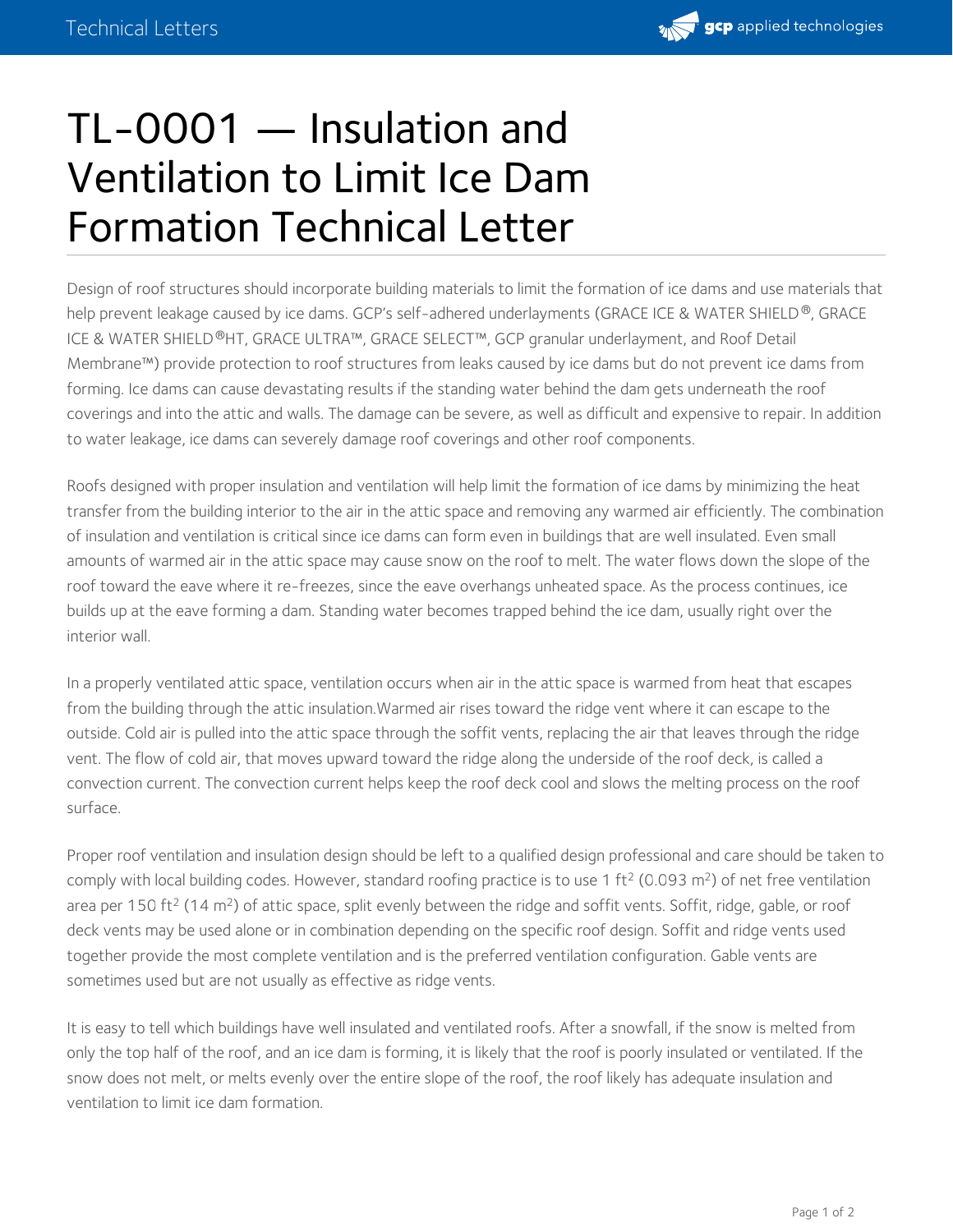# TL-0001 — Insulation and Ventilation to Limit Ice Dam Formation Technical Letter

Design of roof structures should incorporate building materials to limit the formation of ice dams and use materials that help prevent leakage caused by ice dams. GCP's self-adhered underlayments (GRACE ICE & WATER SHIELD®, GRACE ICE & WATER SHIELD®HT, GRACE ULTRA™, GRACE SELECT™, GCP granular underlayment, and Roof Detail Membrane™) provide protection to roof structures from leaks caused by ice dams but do not prevent ice dams from forming. Ice dams can cause devastating results if the standing water behind the dam gets underneath the roof coverings and into the attic and walls. The damage can be severe, as well as difficult and expensive to repair. In addition to water leakage, ice dams can severely damage roof coverings and other roof components.

Roofs designed with proper insulation and ventilation will help limit the formation of ice dams by minimizing the heat transfer from the building interior to the air in the attic space and removing any warmed air efficiently. The combination of insulation and ventilation is critical since ice dams can form even in buildings that are well insulated. Even small amounts of warmed air in the attic space may cause snow on the roof to melt. The water flows down the slope of the roof toward the eave where it re-freezes, since the eave overhangs unheated space. As the process continues, ice builds up at the eave forming a dam. Standing water becomes trapped behind the ice dam, usually right over the interior wall.

In a properly ventilated attic space, ventilation occurs when air in the attic space is warmed from heat that escapes from the building through the attic insulation.Warmed air rises toward the ridge vent where it can escape to the outside. Cold air is pulled into the attic space through the soffit vents, replacing the air that leaves through the ridge vent. The flow of cold air, that moves upward toward the ridge along the underside of the roof deck, is called a convection current. The convection current helps keep the roof deck cool and slows the melting process on the roof surface.

Proper roof ventilation and insulation design should be left to a qualified design professional and care should be taken to comply with local building codes. However, standard roofing practice is to use 1 $ft^2$ (0.093 $m^2$) of net free ventilation area per 150 $ft^2$ (14 $m^2$) of attic space, split evenly between the ridge and soffit vents. Soffit, ridge, gable, or roof deck vents may be used alone or in combination depending on the specific roof design. Soffit and ridge vents used together provide the most complete ventilation and is the preferred ventilation configuration. Gable vents are sometimes used but are not usually as effective as ridge vents.

It is easy to tell which buildings have well insulated and ventilated roofs. After a snowfall, if the snow is melted from only the top half of the roof, and an ice dam is forming, it is likely that the roof is poorly insulated or ventilated. If the snow does not melt, or melts evenly over the entire slope of the roof, the roof likely has adequate insulation and ventilation to limit ice dam formation.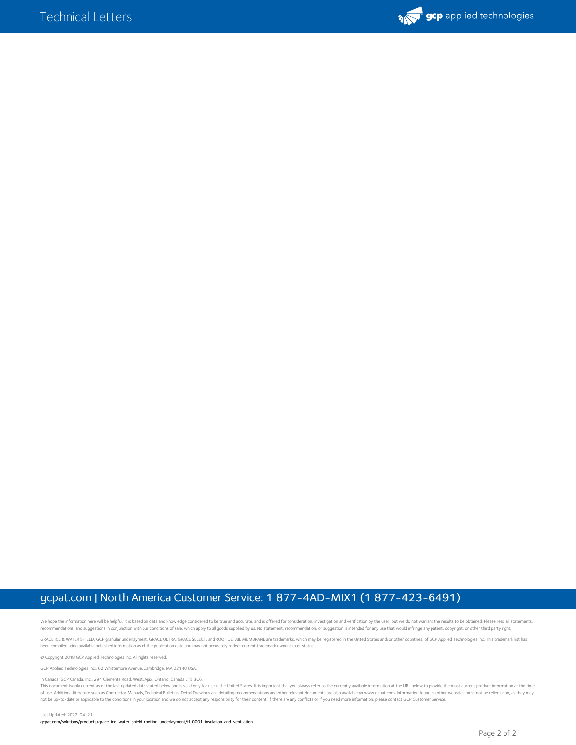gcpat.com | North America Customer Service: 1 877-4AD-MIX1 (1 877-423-6491)

We hope the information here will be helpful. It is based on data and knowledge considered to be true and accurate, and is offered for consideration, investigation and verification by the user, but we do not warrant the results to be obtained. Please read all statements, recommendations, and suggestions in conjunction with our conditions of sale, which apply to all goods supplied by us. No statement, recommendation, or suggestion is intended for any use that would infringe any patent, copyright, or other third party right.

GRACE ICE & WATER SHIELD, GCP granular underlayment, GRACE ULTRA, GRACE SELECT, and ROOF DETAIL MEMBRANE are trademarks, which may be registered in the United States and/or other countries, of GCP Applied Technologies Inc. This trademark list has been compiled using available published information as of the publication date and may not accurately reflect current trademark ownership or status.

© Copyright 2018 GCP Applied Technologies Inc. All rights reserved.

GCP Applied Technologies Inc., 62 Whittemore Avenue, Cambridge, MA 02140 USA.

In Canada, GCP Canada, Inc., 294 Clements Road, West, Ajax, Ontario, Canada L1S 3C6.
This document is only current as of the last updated date stated below and is valid only for use in the United States. It is important that you always refer to the currently available information at the URL below to provide the most current product information at the time of use. Additional literature such as Contractor Manuals, Technical Bulletins, Detail Drawings and detailing recommendations and other relevant documents are also available on www.gcpat.com. Information found on other websites must not be relied upon, as they may not be up-to-date or applicable to the conditions in your location and we do not accept any responsibility for their content. If there are any conflicts or if you need more information, please contact GCP Customer Service.

Last Updated: 2022-04-21
gcpat.com/solutions/products/grace-ice-water-shield-roofing-underlayment/tl-0001-insulation-and-ventilation